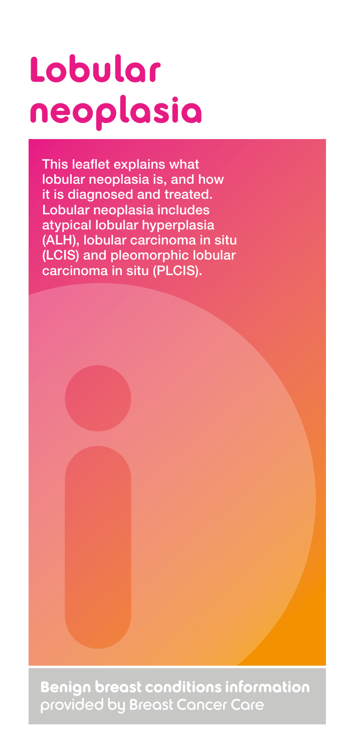# Lobular neoplasia

**This leaflet explains what lobular neoplasia is, and how it is diagnosed and treated. Lobular neoplasia includes atypical lobular hyperplasia (ALH), lobular carcinoma in situ (LCIS) and pleomorphic lobular carcinoma in situ (PLCIS).**

**Benign breast conditions information**
provided by Breast Cancer Care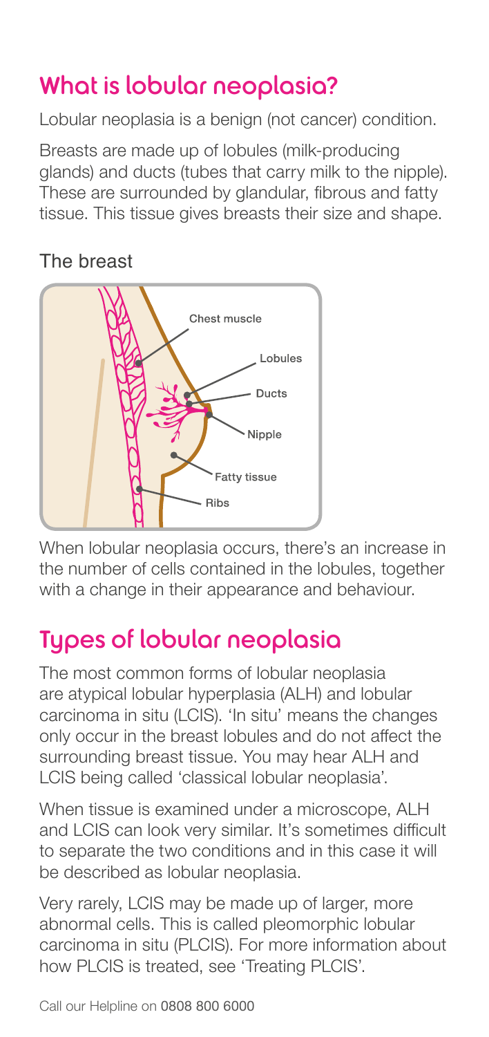## What is lobular neoplasia?

Lobular neoplasia is a benign (not cancer) condition.

Breasts are made up of lobules (milk-producing glands) and ducts (tubes that carry milk to the nipple). These are surrounded by glandular, fibrous and fatty tissue. This tissue gives breasts their size and shape.

The breast

When lobular neoplasia occurs, there's an increase in the number of cells contained in the lobules, together with a change in their appearance and behaviour.

## Types of lobular neoplasia

The most common forms of lobular neoplasia are atypical lobular hyperplasia (ALH) and lobular carcinoma in situ (LCIS). 'In situ' means the changes only occur in the breast lobules and do not affect the surrounding breast tissue. You may hear ALH and LCIS being called 'classical lobular neoplasia'.

When tissue is examined under a microscope, ALH and LCIS can look very similar. It's sometimes difficult to separate the two conditions and in this case it will be described as lobular neoplasia.

Very rarely, LCIS may be made up of larger, more abnormal cells. This is called pleomorphic lobular carcinoma in situ (PLCIS). For more information about how PLCIS is treated, see 'Treating PLCIS'.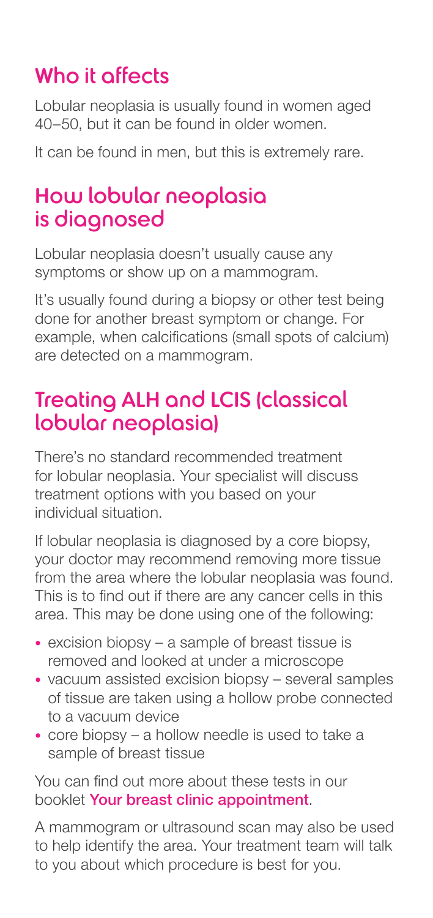## Who it affects

Lobular neoplasia is usually found in women aged 40–50, but it can be found in older women.

It can be found in men, but this is extremely rare.

## How lobular neoplasia is diagnosed

Lobular neoplasia doesn't usually cause any symptoms or show up on a mammogram.

It's usually found during a biopsy or other test being done for another breast symptom or change. For example, when calcifications (small spots of calcium) are detected on a mammogram.

## Treating ALH and LCIS (classical lobular neoplasia)

There's no standard recommended treatment for lobular neoplasia. Your specialist will discuss treatment options with you based on your individual situation.

If lobular neoplasia is diagnosed by a core biopsy, your doctor may recommend removing more tissue from the area where the lobular neoplasia was found. This is to find out if there are any cancer cells in this area. This may be done using one of the following:

- excision biopsy – a sample of breast tissue is removed and looked at under a microscope
- vacuum assisted excision biopsy – several samples of tissue are taken using a hollow probe connected to a vacuum device
- core biopsy – a hollow needle is used to take a sample of breast tissue

You can find out more about these tests in our booklet **Your breast clinic appointment**.

A mammogram or ultrasound scan may also be used to help identify the area. Your treatment team will talk to you about which procedure is best for you.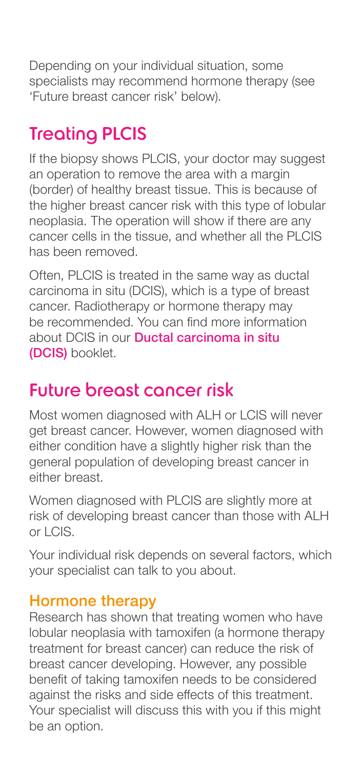Depending on your individual situation, some specialists may recommend hormone therapy (see 'Future breast cancer risk' below).

## Treating PLCIS

If the biopsy shows PLCIS, your doctor may suggest an operation to remove the area with a margin (border) of healthy breast tissue. This is because of the higher breast cancer risk with this type of lobular neoplasia. The operation will show if there are any cancer cells in the tissue, and whether all the PLCIS has been removed.

Often, PLCIS is treated in the same way as ductal carcinoma in situ (DCIS), which is a type of breast cancer. Radiotherapy or hormone therapy may be recommended. You can find more information about DCIS in our **Ductal carcinoma in situ (DCIS)** booklet.

## Future breast cancer risk

Most women diagnosed with ALH or LCIS will never get breast cancer. However, women diagnosed with either condition have a slightly higher risk than the general population of developing breast cancer in either breast.

Women diagnosed with PLCIS are slightly more at risk of developing breast cancer than those with ALH or LCIS.

Your individual risk depends on several factors, which your specialist can talk to you about.

### Hormone therapy

Research has shown that treating women who have lobular neoplasia with tamoxifen (a hormone therapy treatment for breast cancer) can reduce the risk of breast cancer developing. However, any possible benefit of taking tamoxifen needs to be considered against the risks and side effects of this treatment. Your specialist will discuss this with you if this might be an option.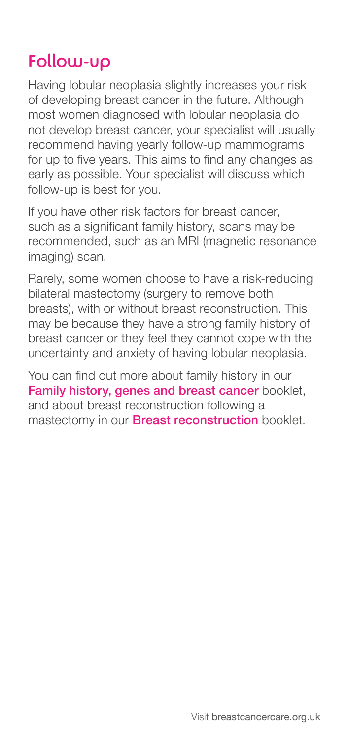## Follow-up

Having lobular neoplasia slightly increases your risk of developing breast cancer in the future. Although most women diagnosed with lobular neoplasia do not develop breast cancer, your specialist will usually recommend having yearly follow-up mammograms for up to five years. This aims to find any changes as early as possible. Your specialist will discuss which follow-up is best for you.

If you have other risk factors for breast cancer, such as a significant family history, scans may be recommended, such as an MRI (magnetic resonance imaging) scan.

Rarely, some women choose to have a risk-reducing bilateral mastectomy (surgery to remove both breasts), with or without breast reconstruction. This may be because they have a strong family history of breast cancer or they feel they cannot cope with the uncertainty and anxiety of having lobular neoplasia.

You can find out more about family history in our **Family history, genes and breast cancer** booklet, and about breast reconstruction following a mastectomy in our **Breast reconstruction** booklet.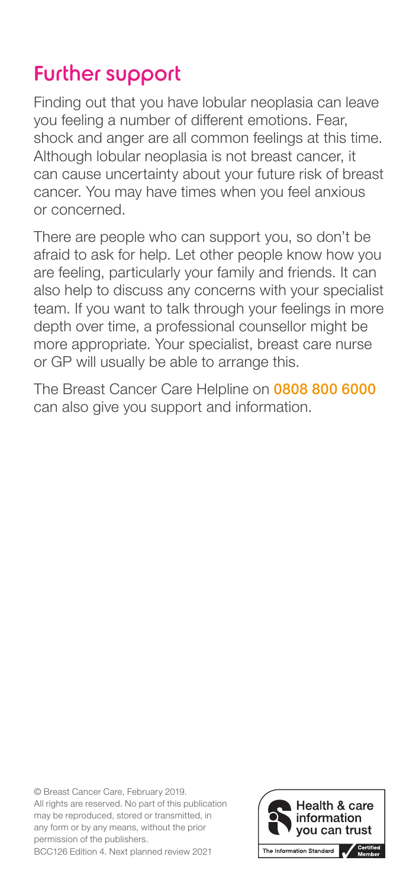## Further support

Finding out that you have lobular neoplasia can leave you feeling a number of different emotions. Fear, shock and anger are all common feelings at this time. Although lobular neoplasia is not breast cancer, it can cause uncertainty about your future risk of breast cancer. You may have times when you feel anxious or concerned.

There are people who can support you, so don't be afraid to ask for help. Let other people know how you are feeling, particularly your family and friends. It can also help to discuss any concerns with your specialist team. If you want to talk through your feelings in more depth over time, a professional counsellor might be more appropriate. Your specialist, breast care nurse or GP will usually be able to arrange this.

The Breast Cancer Care Helpline on **0808 800 6000** can also give you support and information.

© Breast Cancer Care, February 2019.
All rights are reserved. No part of this publication may be reproduced, stored or transmitted, in any form or by any means, without the prior permission of the publishers.
BCC126 Edition 4. Next planned review 2021

Health & care information you can trust

The Information Standard Certified Member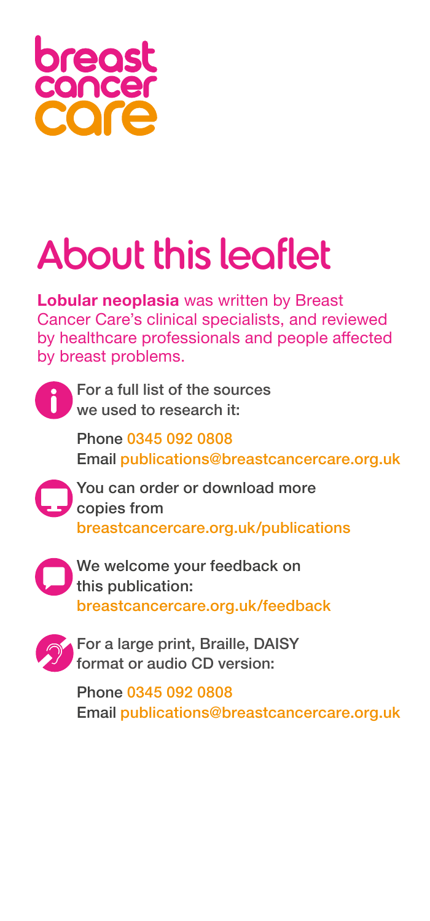breast cancer care

# About this leaflet

**Lobular neoplasia** was written by Breast Cancer Care's clinical specialists, and reviewed by healthcare professionals and people affected by breast problems.

For a full list of the sources we used to research it:

Phone 0345 092 0808
Email publications@breastcancercare.org.uk

You can order or download more copies from
breastcancercare.org.uk/publications

We welcome your feedback on this publication:
breastcancercare.org.uk/feedback

For a large print, Braille, DAISY format or audio CD version:

Phone 0345 092 0808
Email publications@breastcancercare.org.uk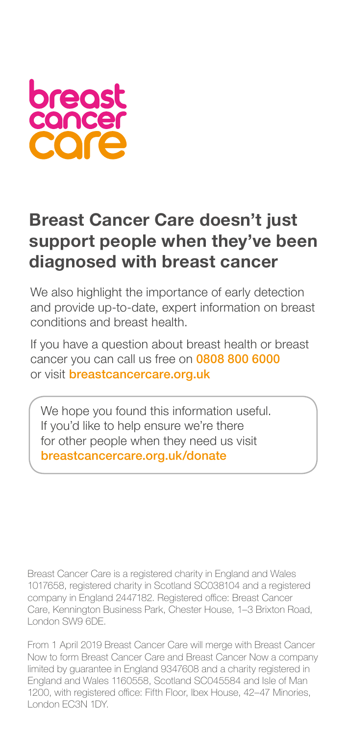breast
cancer
care

## Breast Cancer Care doesn't just support people when they've been diagnosed with breast cancer

We also highlight the importance of early detection and provide up-to-date, expert information on breast conditions and breast health.

If you have a question about breast health or breast cancer you can call us free on **0808 800 6000** or visit **breastcancercare.org.uk**

We hope you found this information useful. If you'd like to help ensure we're there for other people when they need us visit **breastcancercare.org.uk/donate**

Breast Cancer Care is a registered charity in England and Wales 1017658, registered charity in Scotland SC038104 and a registered company in England 2447182. Registered office: Breast Cancer Care, Kennington Business Park, Chester House, 1–3 Brixton Road, London SW9 6DE.

From 1 April 2019 Breast Cancer Care will merge with Breast Cancer Now to form Breast Cancer Care and Breast Cancer Now a company limited by guarantee in England 9347608 and a charity registered in England and Wales 1160558, Scotland SC045584 and Isle of Man 1200, with registered office: Fifth Floor, Ibex House, 42–47 Minories, London EC3N 1DY.